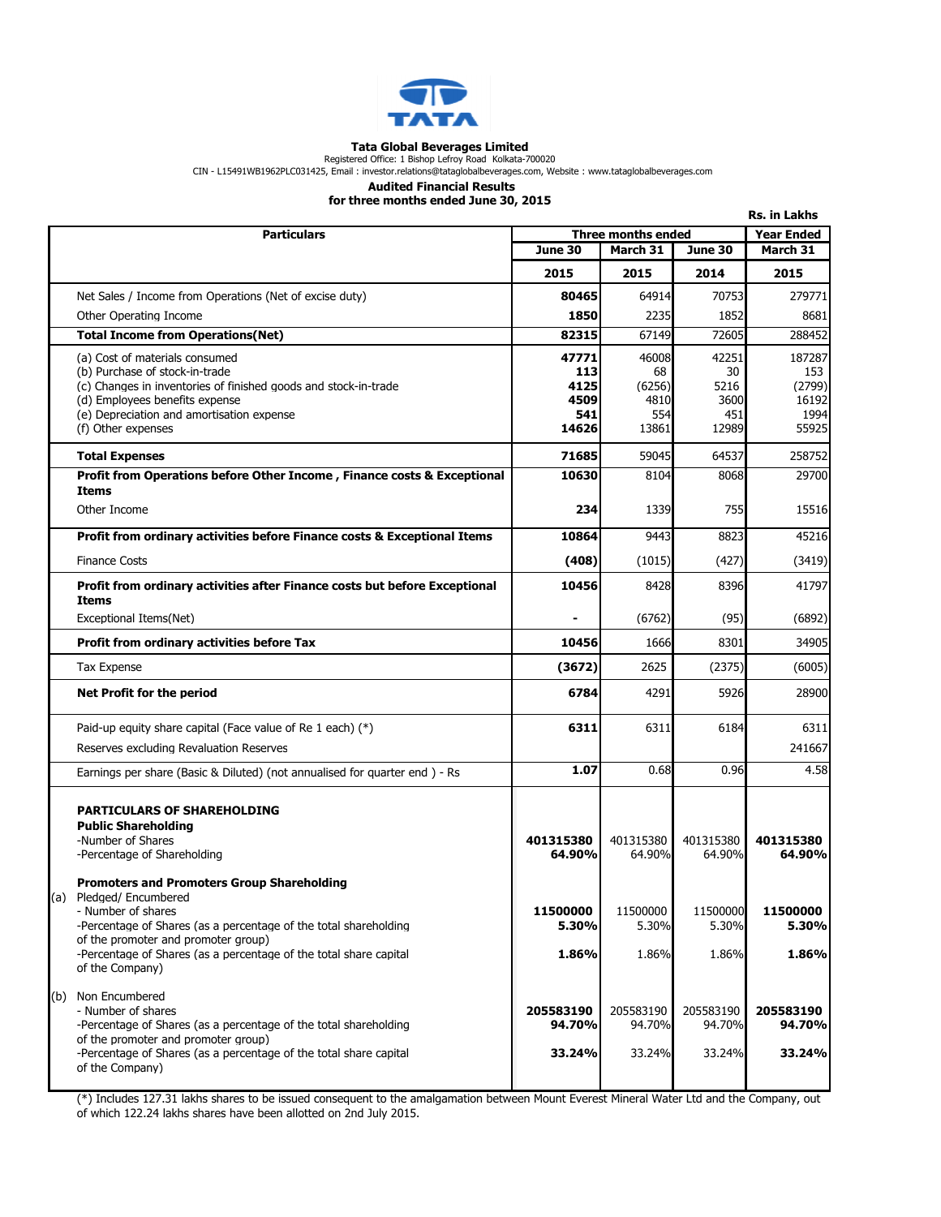**TATA**

# Tata Global Beverages Limited

Registered Office: 1 Bishop Lefroy Road Kolkata-700020

CIN - L15491WB1962PLC031425, Email : investor.relations@tataglobalbeverages.com, Website : www.tataglobalbeverages.com

## Audited Financial Results
## for three months ended June 30, 2015

**Rs. in Lakhs**

| Particulars | Three months ended | | | Year Ended |
|---|---|---|---|---|
| | June 30 | March 31 | June 30 | March 31 |
| | 2015 | 2015 | 2014 | 2015 |
| Net Sales / Income from Operations (Net of excise duty) | **80465** | 64914 | 70753 | 279771 |
| Other Operating Income | **1850** | 2235 | 1852 | 8681 |
| **Total Income from Operations(Net)** | **82315** | 67149 | 72605 | 288452 |
| (a) Cost of materials consumed | **47771** | 46008 | 42251 | 187287 |
| (b) Purchase of stock-in-trade | **113** | 68 | 30 | 153 |
| (c) Changes in inventories of finished goods and stock-in-trade | **4125** | (6256) | 5216 | (2799) |
| (d) Employees benefits expense | **4509** | 4810 | 3600 | 16192 |
| (e) Depreciation and amortisation expense | **541** | 554 | 451 | 1994 |
| (f) Other expenses | **14626** | 13861 | 12989 | 55925 |
| **Total Expenses** | **71685** | 59045 | 64537 | 258752 |
| **Profit from Operations before Other Income , Finance costs & Exceptional Items** | **10630** | 8104 | 8068 | 29700 |
| Other Income | **234** | 1339 | 755 | 15516 |
| **Profit from ordinary activities before Finance costs & Exceptional Items** | **10864** | 9443 | 8823 | 45216 |
| Finance Costs | **(408)** | (1015) | (427) | (3419) |
| **Profit from ordinary activities after Finance costs but before Exceptional Items** | **10456** | 8428 | 8396 | 41797 |
| Exceptional Items(Net) | **-** | (6762) | (95) | (6892) |
| **Profit from ordinary activities before Tax** | **10456** | 1666 | 8301 | 34905 |
| Tax Expense | **(3672)** | 2625 | (2375) | (6005) |
| **Net Profit for the period** | **6784** | 4291 | 5926 | 28900 |
| Paid-up equity share capital (Face value of Re 1 each) (*) | **6311** | 6311 | 6184 | 6311 |
| Reserves excluding Revaluation Reserves | | | | 241667 |
| Earnings per share (Basic & Diluted) (not annualised for quarter end ) - Rs | **1.07** | 0.68 | 0.96 | 4.58 |
| **PARTICULARS OF SHAREHOLDING** | | | | |
| **Public Shareholding** | | | | |
| -Number of Shares | **401315380** | 401315380 | 401315380 | **401315380** |
| -Percentage of Shareholding | **64.90%** | 64.90% | 64.90% | **64.90%** |
| **Promoters and Promoters Group Shareholding** | | | | |
| (a) Pledged/ Encumbered | | | | |
| - Number of shares | **11500000** | 11500000 | 11500000 | **11500000** |
| -Percentage of Shares (as a percentage of the total shareholding of the promoter and promoter group) | **5.30%** | 5.30% | 5.30% | **5.30%** |
| -Percentage of Shares (as a percentage of the total share capital of the Company) | **1.86%** | 1.86% | 1.86% | **1.86%** |
| (b) Non Encumbered | | | | |
| - Number of shares | **205583190** | 205583190 | 205583190 | **205583190** |
| -Percentage of Shares (as a percentage of the total shareholding of the promoter and promoter group) | **94.70%** | 94.70% | 94.70% | **94.70%** |
| -Percentage of Shares (as a percentage of the total share capital of the Company) | **33.24%** | 33.24% | 33.24% | **33.24%** |

(*) Includes 127.31 lakhs shares to be issued consequent to the amalgamation between Mount Everest Mineral Water Ltd and the Company, out of which 122.24 lakhs shares have been allotted on 2nd July 2015.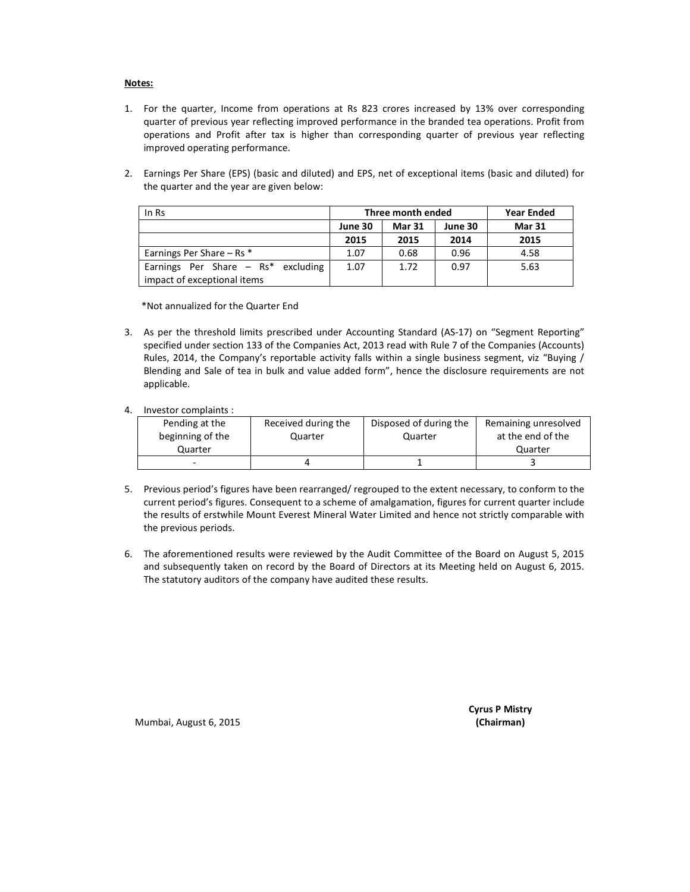**Notes:**

1. For the quarter, Income from operations at Rs 823 crores increased by 13% over corresponding quarter of previous year reflecting improved performance in the branded tea operations. Profit from operations and Profit after tax is higher than corresponding quarter of previous year reflecting improved operating performance.

2. Earnings Per Share (EPS) (basic and diluted) and EPS, net of exceptional items (basic and diluted) for the quarter and the year are given below:

| In Rs | Three month ended | | | Year Ended |
|---|---|---|---|---|
| | June 30 | Mar 31 | June 30 | Mar 31 |
| | 2015 | 2015 | 2014 | 2015 |
| Earnings Per Share – Rs * | 1.07 | 0.68 | 0.96 | 4.58 |
| Earnings Per Share – Rs* excluding impact of exceptional items | 1.07 | 1.72 | 0.97 | 5.63 |

*Not annualized for the Quarter End

3. As per the threshold limits prescribed under Accounting Standard (AS-17) on "Segment Reporting" specified under section 133 of the Companies Act, 2013 read with Rule 7 of the Companies (Accounts) Rules, 2014, the Company's reportable activity falls within a single business segment, viz "Buying / Blending and Sale of tea in bulk and value added form", hence the disclosure requirements are not applicable.

4. Investor complaints :

| Pending at the beginning of the Quarter | Received during the Quarter | Disposed of during the Quarter | Remaining unresolved at the end of the Quarter |
|---|---|---|---|
| - | 4 | 1 | 3 |

5. Previous period's figures have been rearranged/ regrouped to the extent necessary, to conform to the current period's figures. Consequent to a scheme of amalgamation, figures for current quarter include the results of erstwhile Mount Everest Mineral Water Limited and hence not strictly comparable with the previous periods.

6. The aforementioned results were reviewed by the Audit Committee of the Board on August 5, 2015 and subsequently taken on record by the Board of Directors at its Meeting held on August 6, 2015. The statutory auditors of the company have audited these results.

Mumbai, August 6, 2015

**Cyrus P Mistry**
**(Chairman)**